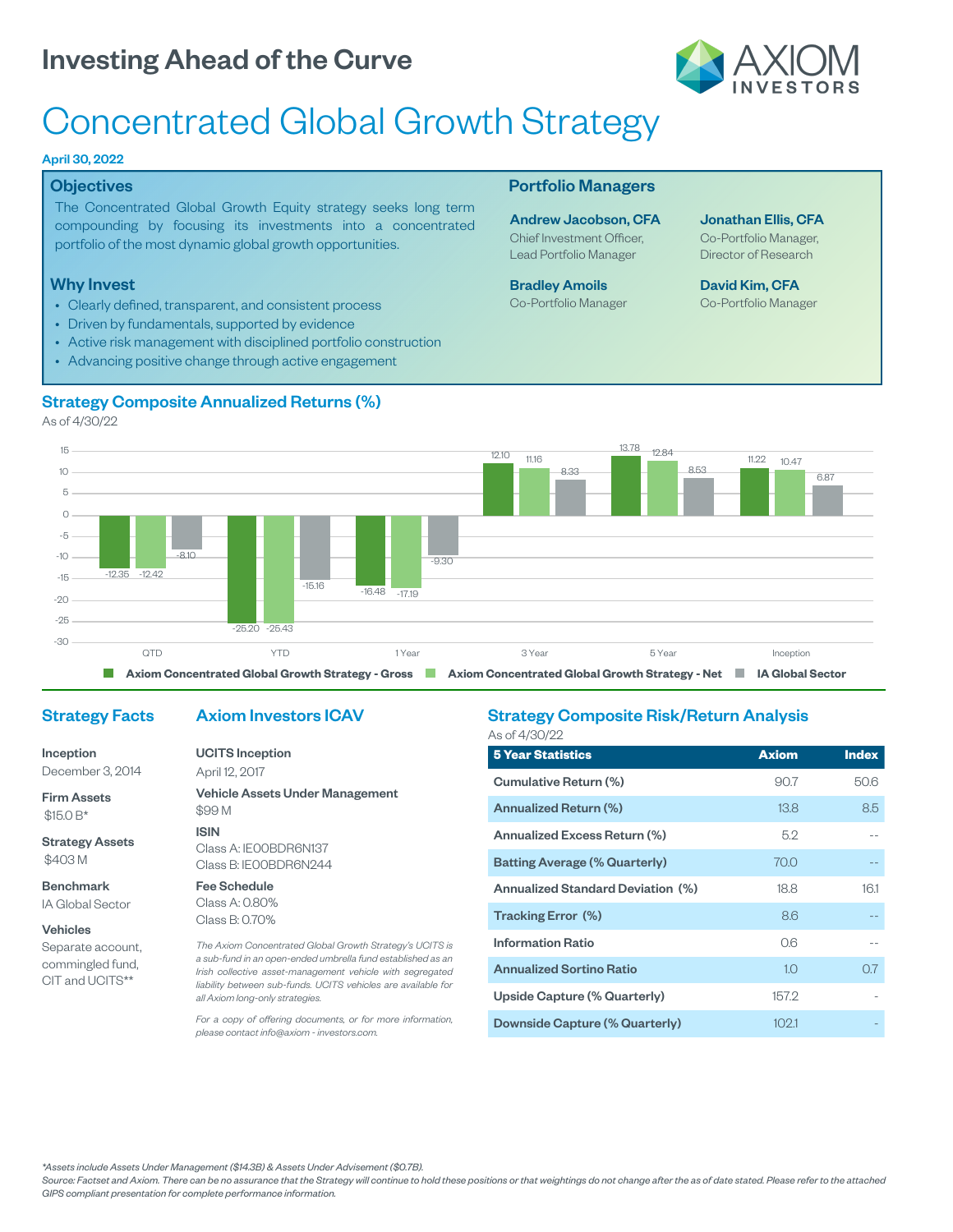# Investing Ahead of the Curve

AXIOM INVESTORS

# Concentrated Global Growth Strategy

**April 30, 2022**

## Objectives

The Concentrated Global Growth Equity strategy seeks long term compounding by focusing its investments into a concentrated portfolio of the most dynamic global growth opportunities.

## Why Invest

- Clearly defined, transparent, and consistent process
- Driven by fundamentals, supported by evidence
- Active risk management with disciplined portfolio construction
- Advancing positive change through active engagement

## Portfolio Managers

**Andrew Jacobson, CFA**
Chief Investment Officer, Lead Portfolio Manager

**Jonathan Ellis, CFA**
Co-Portfolio Manager, Director of Research

**Bradley Amoils**
Co-Portfolio Manager

**David Kim, CFA**
Co-Portfolio Manager

## Strategy Composite Annualized Returns (%)

As of 4/30/22

| | QTD | YTD | 1 Year | 3 Year | 5 Year | Inception |
|---|---|---|---|---|---|---|
| Axiom Concentrated Global Growth Strategy - Gross | -12.35 | -25.20 | -16.48 | 12.10 | 13.78 | 11.22 |
| Axiom Concentrated Global Growth Strategy - Net | -12.42 | -25.43 | -17.19 | 11.16 | 12.84 | 10.47 |
| IA Global Sector | -8.10 | -15.16 | -9.30 | 8.33 | 8.53 | 6.87 |

## Strategy Facts

**Inception**
December 3, 2014

**Firm Assets**
$15.0 B*

**Strategy Assets**
$403 M

**Benchmark**
IA Global Sector

**Vehicles**
Separate account, commingled fund, CIT and UCITS**

## Axiom Investors ICAV

**UCITS Inception**
April 12, 2017

**Vehicle Assets Under Management**
$99 M

**ISIN**
Class A: IE00BDR6N137
Class B: IE00BDR6N244

**Fee Schedule**
Class A: 0.80%
Class B: 0.70%

*The Axiom Concentrated Global Growth Strategy's UCITS is a sub-fund in an open-ended umbrella fund established as an Irish collective asset-management vehicle with segregated liability between sub-funds. UCITS vehicles are available for all Axiom long-only strategies.*

*For a copy of offering documents, or for more information, please contact info@axiom - investors.com.*

## Strategy Composite Risk/Return Analysis

As of 4/30/22

| 5 Year Statistics | Axiom | Index |
|---|---|---|
| Cumulative Return (%) | 90.7 | 50.6 |
| Annualized Return (%) | 13.8 | 8.5 |
| Annualized Excess Return (%) | 5.2 | -- |
| Batting Average (% Quarterly) | 70.0 | -- |
| Annualized Standard Deviation (%) | 18.8 | 16.1 |
| Tracking Error (%) | 8.6 | -- |
| Information Ratio | 0.6 | -- |
| Annualized Sortino Ratio | 1.0 | 0.7 |
| Upside Capture (% Quarterly) | 157.2 | - |
| Downside Capture (% Quarterly) | 102.1 | - |

*\*Assets include Assets Under Management ($14.3B) & Assets Under Advisement ($0.7B).*

*Source: Factset and Axiom. There can be no assurance that the Strategy will continue to hold these positions or that weightings do not change after the as of date stated. Please refer to the attached GIPS compliant presentation for complete performance information.*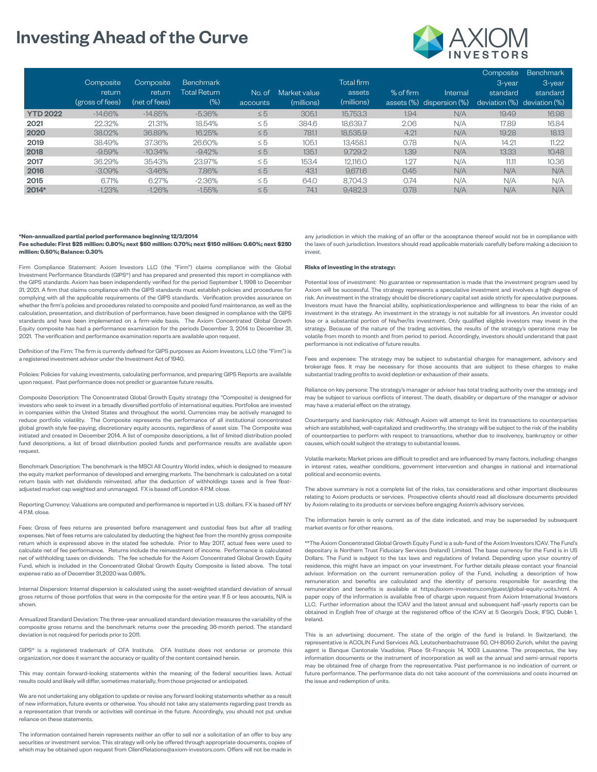# Investing Ahead of the Curve

AXIOM INVESTORS

| | Composite return (gross of fees) | Composite return (net of fees) | Benchmark Total Return (%) | No. of accounts | Market value (millions) | Total firm assets (millions) | % of firm assets (%) | Internal dispersion (%) | Composite 3-year standard deviation (%) | Benchmark 3-year standard deviation (%) |
|---|---|---|---|---|---|---|---|---|---|---|
| **YTD 2022** | -14.66% | -14.85% | -5.36% | ≤ 5 | 305.1 | 15,753.3 | 1.94 | N/A | 19.49 | 16.98 |
| **2021** | 22.32% | 21.31% | 18.54% | ≤ 5 | 384.6 | 18,639.7 | 2.06 | N/A | 17.89 | 16.84 |
| **2020** | 38.02% | 36.89% | 16.25% | ≤ 5 | 781.1 | 18,535.9 | 4.21 | N/A | 19.28 | 18.13 |
| **2019** | 38.49% | 37.36% | 26.60% | ≤ 5 | 105.1 | 13,458.1 | 0.78 | N/A | 14.21 | 11.22 |
| **2018** | -9.59% | -10.34% | -9.42% | ≤ 5 | 135.1 | 9,729.2 | 1.39 | N/A | 13.33 | 10.48 |
| **2017** | 36.29% | 35.43% | 23.97% | ≤ 5 | 153.4 | 12,116.0 | 1.27 | N/A | 11.11 | 10.36 |
| **2016** | -3.09% | -3.46% | 7.86% | ≤ 5 | 43.1 | 9,671.6 | 0.45 | N/A | N/A | N/A |
| **2015** | 6.71% | 6.27% | -2.36% | ≤ 5 | 64.0 | 8,704.3 | 0.74 | N/A | N/A | N/A |
| **2014*** | -1.23% | -1.26% | -1.55% | ≤ 5 | 74.1 | 9,482.3 | 0.78 | N/A | N/A | N/A |

**\*Non-annualized partial period performance beginning 12/3/2014**
**Fee schedule: First $25 million: 0.80%; next $50 million: 0.70%; next $150 million: 0.60%; next $250 million: 0.50%; Balance: 0.30%**

Firm Compliance Statement: Axiom Investors LLC (the "Firm") claims compliance with the Global Investment Performance Standards (GIPS®) and has prepared and presented this report in compliance with the GIPS standards. Axiom has been independently verified for the period September 1, 1998 to December 31, 2021. A firm that claims compliance with the GIPS standards must establish policies and procedures for complying with all the applicable requirements of the GIPS standards. Verification provides assurance on whether the firm's policies and procedures related to composite and pooled fund maintenance, as well as the calculation, presentation, and distribution of performance, have been designed in compliance with the GIPS standards and have been implemented on a firm-wide basis. The Axiom Concentrated Global Growth Equity composite has had a performance examination for the periods December 3, 2014 to December 31, 2021. The verification and performance examination reports are available upon request.

Definition of the Firm: The firm is currently defined for GIPS purposes as Axiom Investors, LLC (the "Firm") is a registered investment advisor under the Investment Act of 1940.

Policies: Policies for valuing investments, calculating performance, and preparing GIPS Reports are available upon request. Past performance does not predict or guarantee future results.

Composite Description: The Concentrated Global Growth Equity strategy (the "Composite) is designed for investors who seek to invest in a broadly diversified portfolio of international equities. Portfolios are invested in companies within the United States and throughout the world. Currencies may be actively managed to reduce portfolio volatility. The Composite represents the performance of all institutional concentrated global growth style fee-paying, discretionary equity accounts, regardless of asset size. The Composite was initiated and created in December 2014. A list of composite descriptions, a list of limited distribution pooled fund descriptions, a list of broad distribution pooled funds and performance results are available upon request.

Benchmark Description: The benchmark is the MSCI All Country World index, which is designed to measure the equity market performance of developed and emerging markets. The benchmark is calculated on a total return basis with net dividends reinvested, after the deduction of withholdings taxes and is free float-adjusted market cap weighted and unmanaged. FX is based off London 4 P.M. close.

Reporting Currency: Valuations are computed and performance is reported in U.S. dollars. FX is based off NY 4 P.M. close.

Fees: Gross of fees returns are presented before management and custodial fees but after all trading expenses. Net of fees returns are calculated by deducting the highest fee from the monthly gross composite return which is expressed above in the stated fee schedule. Prior to May 2017, actual fees were used to calculate net of fee performance. Returns include the reinvestment of income. Performance is calculated net of withholding taxes on dividends. The fee schedule for the Axiom Concentrated Global Growth Equity Fund, which is included in the Concentrated Global Growth Equity Composite is listed above. The total expense ratio as of December 31,2020 was 0.66%.

Internal Dispersion: Internal dispersion is calculated using the asset-weighted standard deviation of annual gross returns of those portfolios that were in the composite for the entire year. If 5 or less accounts, N/A is shown.

Annualized Standard Deviation: The three-year annualized standard deviation measures the variability of the composite gross returns and the benchmark returns over the preceding 36-month period. The standard deviation is not required for periods prior to 2011.

GIPS® is a registered trademark of CFA Institute. CFA Institute does not endorse or promote this organization, nor does it warrant the accuracy or quality of the content contained herein.

This may contain forward-looking statements within the meaning of the federal securities laws. Actual results could and likely will differ, sometimes materially, from those projected or anticipated.

We are not undertaking any obligation to update or revise any forward looking statements whether as a result of new information, future events or otherwise. You should not take any statements regarding past trends as a representation that trends or activities will continue in the future. Accordingly, you should not put undue reliance on these statements.

The information contained herein represents neither an offer to sell nor a solicitation of an offer to buy any securities or investment service. This strategy will only be offered through appropriate documents, copies of which may be obtained upon request from ClientRelations@axiom-investors.com. Offers will not be made in any jurisdiction in which the making of an offer or the acceptance thereof would not be in compliance with the laws of such jurisdiction. Investors should read applicable materials carefully before making a decision to invest.

**Risks of investing in the strategy:**

Potential loss of investment: No guarantee or representation is made that the investment program used by Axiom will be successful. The strategy represents a speculative investment and involves a high degree of risk. An investment in the strategy should be discretionary capital set aside strictly for speculative purposes. Investors must have the financial ability, sophistication/experience and willingness to bear the risks of an investment in the strategy. An investment in the strategy is not suitable for all investors. An investor could lose or a substantial portion of his/her/its investment. Only qualified eligible investors may invest in the strategy. Because of the nature of the trading activities, the results of the strategy's operations may be volatile from month to month and from period to period. Accordingly, investors should understand that past performance is not indicative of future results.

Fees and expenses: The strategy may be subject to substantial charges for management, advisory and brokerage fees. It may be necessary for those accounts that are subject to these charges to make substantial trading profits to avoid depletion or exhaustion of their assets.

Reliance on key persons: The strategy's manager or advisor has total trading authority over the strategy and may be subject to various conflicts of interest. The death, disability or departure of the manager or advisor may have a material effect on the strategy.

Counterparty and bankruptcy risk: Although Axiom will attempt to limit its transactions to counterparties which are established, well-capitalized and creditworthy, the strategy will be subject to the risk of the inability of counterparties to perform with respect to transactions, whether due to insolvency, bankruptcy or other causes, which could subject the strategy to substantial losses.

Volatile markets: Market prices are difficult to predict and are influenced by many factors, including: changes in interest rates, weather conditions, government intervention and changes in national and international political and economic events.

The above summary is not a complete list of the risks, tax considerations and other important disclosures relating to Axiom products or services. Prospective clients should read all disclosure documents provided by Axiom relating to its products or services before engaging Axiom's advisory services.

The information herein is only current as of the date indicated, and may be superseded by subsequent market events or for other reasons.

**The Axiom Concentrated Global Growth Equity Fund is a sub-fund of the Axiom Investors ICAV. The Fund's depositary is Northern Trust Fiduciary Services (Ireland) Limited. The base currency for the Fund is in US Dollars. The Fund is subject to the tax laws and regulations of Ireland. Depending upon your country of residence, this might have an impact on your investment. For further details please contact your financial advisor. Information on the current remuneration policy of the Fund, including a description of how remuneration and benefits are calculated and the identity of persons responsible for awarding the remuneration and benefits is available at https://axiom-investors.com/guest/global-equity-ucits.html. A paper copy of the information is available free of charge upon request from Axiom International Investors LLC. Further information about the ICAV and the latest annual and subsequent half-yearly reports can be obtained in English free of charge at the registered office of the ICAV at 5 George's Dock, IFSC, Dublin 1, Ireland.

This is an advertising document. The state of the origin of the fund is Ireland. In Switzerland, the representative is ACOLIN Fund Services AG, Leutschenbachstrasse 50, CH-8050 Zurich, whilst the paying agent is Banque Cantonale Vaudoise, Place St-François 14, 1003 Lausanne. The prospectus, the key information documents or the instrument of incorporation as well as the annual and semi-annual reports may be obtained free of charge from the representative. Past performance is no indication of current or future performance. The performance data do not take account of the commissions and costs incurred on the issue and redemption of units.